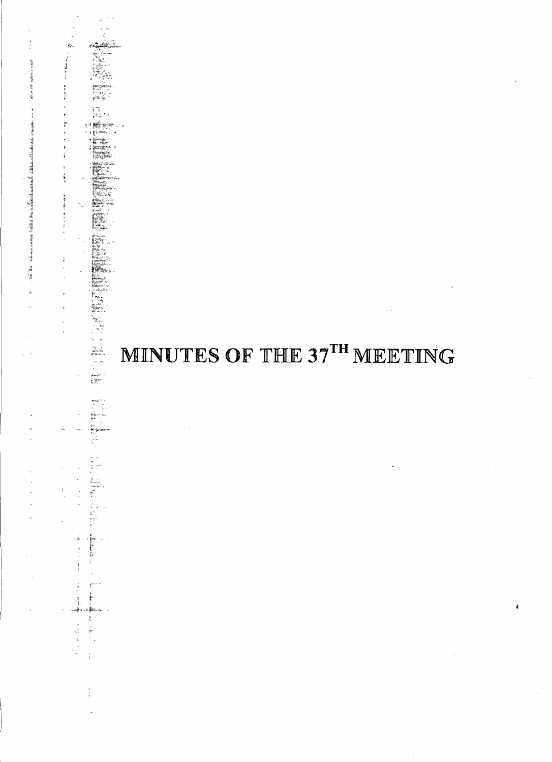# MINUTES OF THE 37TH MEETING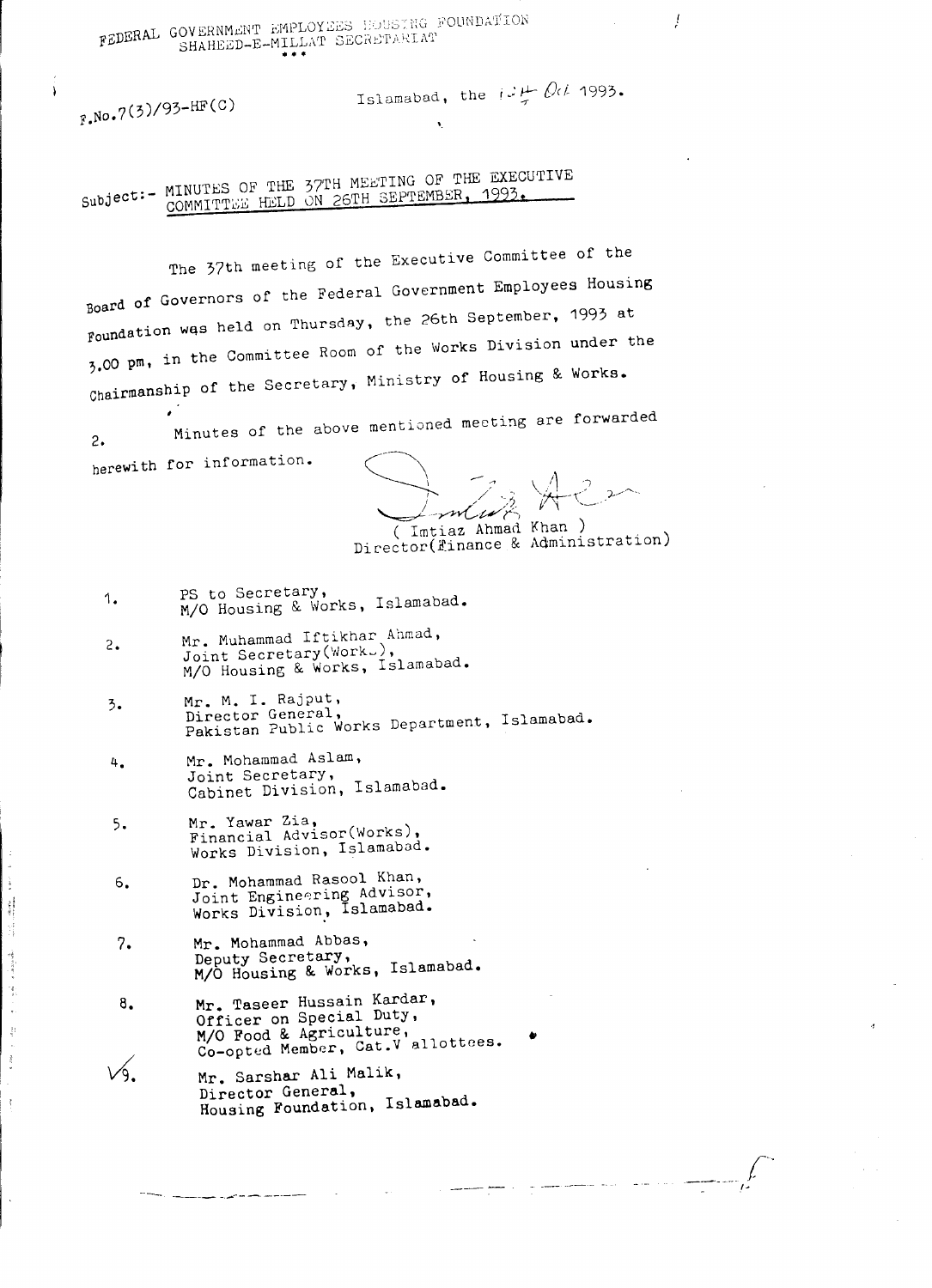FEDERAL GOVERNMENT EMPLOYEES HOUSING FOUNDATION
SHAHEED-E-MILLAT SECRETARIAT

\* \* \*

F.No.7(3)/93-HF(C)

Islamabad, the 12th Oct 1993.

Subject:- **MINUTES OF THE 37TH MEETING OF THE EXECUTIVE COMMITTEE HELD ON 26TH SEPTEMBER, 1993.**

The 37th meeting of the Executive Committee of the Board of Governors of the Federal Government Employees Housing Foundation was held on Thursday, the 26th September, 1993 at 3.00 pm, in the Committee Room of the Works Division under the Chairmanship of the Secretary, Ministry of Housing & Works.

2. Minutes of the above mentioned meeting are forwarded herewith for information.

( Imtiaz Ahmad Khan )
Director(Finance & Administration)

1. PS to Secretary,
   M/O Housing & Works, Islamabad.
2. Mr. Muhammad Iftikhar Ahmad,
   Joint Secretary(Works),
   M/O Housing & Works, Islamabad.
3. Mr. M. I. Rajput,
   Director General,
   Pakistan Public Works Department, Islamabad.
4. Mr. Mohammad Aslam,
   Joint Secretary,
   Cabinet Division, Islamabad.
5. Mr. Yawar Zia,
   Financial Advisor(Works),
   Works Division, Islamabad.
6. Dr. Mohammad Rasool Khan,
   Joint Engineering Advisor,
   Works Division, Islamabad.
7. Mr. Mohammad Abbas,
   Deputy Secretary,
   M/O Housing & Works, Islamabad.
8. Mr. Taseer Hussain Kardar,
   Officer on Special Duty,
   M/O Food & Agriculture,
   Co-opted Member, Cat.V allottees.
9. Mr. Sarshar Ali Malik,
   Director General,
   Housing Foundation, Islamabad.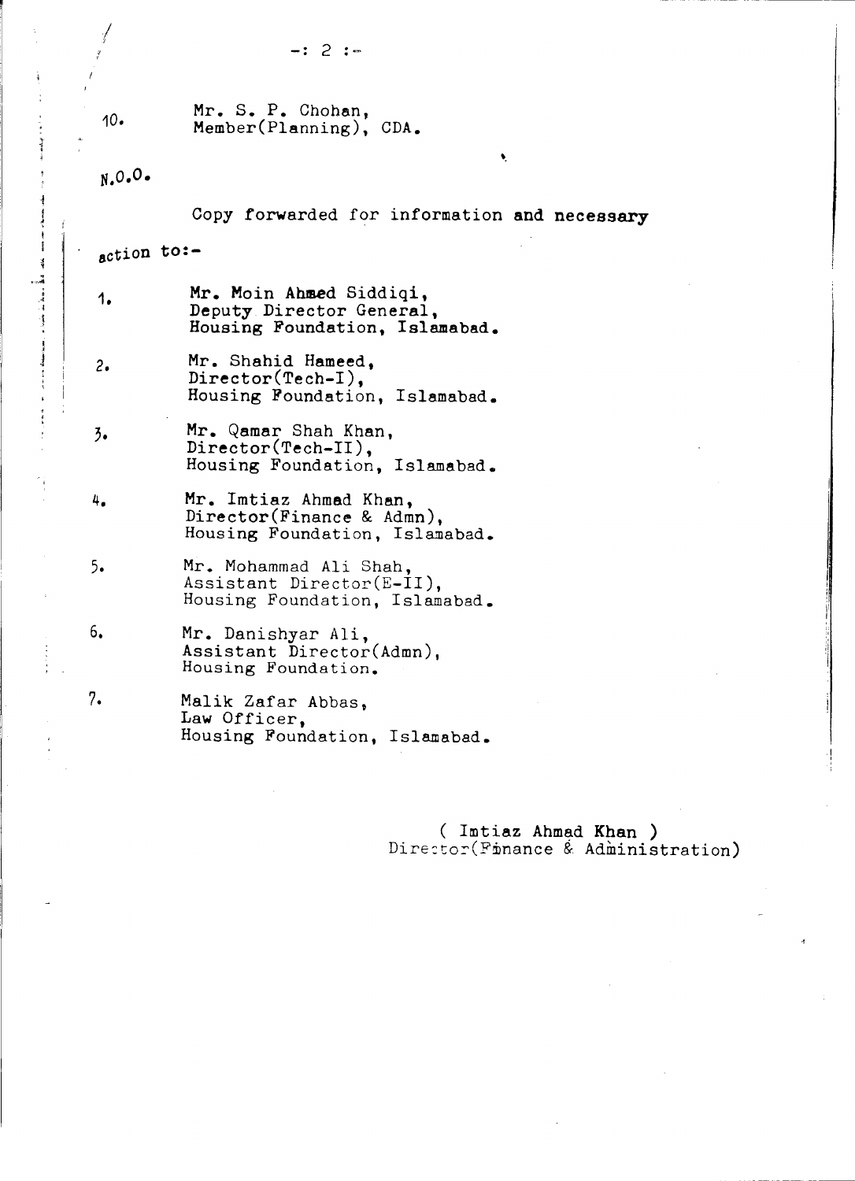10. Mr. S. P. Chohan,
    Member(Planning), CDA.

N.O.O.

Copy forwarded for information and necessary action to:-

1. Mr. Moin Ahmed Siddiqi,
   Deputy Director General,
   Housing Foundation, Islamabad.

2. Mr. Shahid Hameed,
   Director(Tech-I),
   Housing Foundation, Islamabad.

3. Mr. Qamar Shah Khan,
   Director(Tech-II),
   Housing Foundation, Islamabad.

4. Mr. Imtiaz Ahmad Khan,
   Director(Finance & Admn),
   Housing Foundation, Islamabad.

5. Mr. Mohammad Ali Shah,
   Assistant Director(E-II),
   Housing Foundation, Islamabad.

6. Mr. Danishyar Ali,
   Assistant Director(Admn),
   Housing Foundation.

7. Malik Zafar Abbas,
   Law Officer,
   Housing Foundation, Islamabad.

( Imtiaz Ahmad Khan )
Director(Finance & Administration)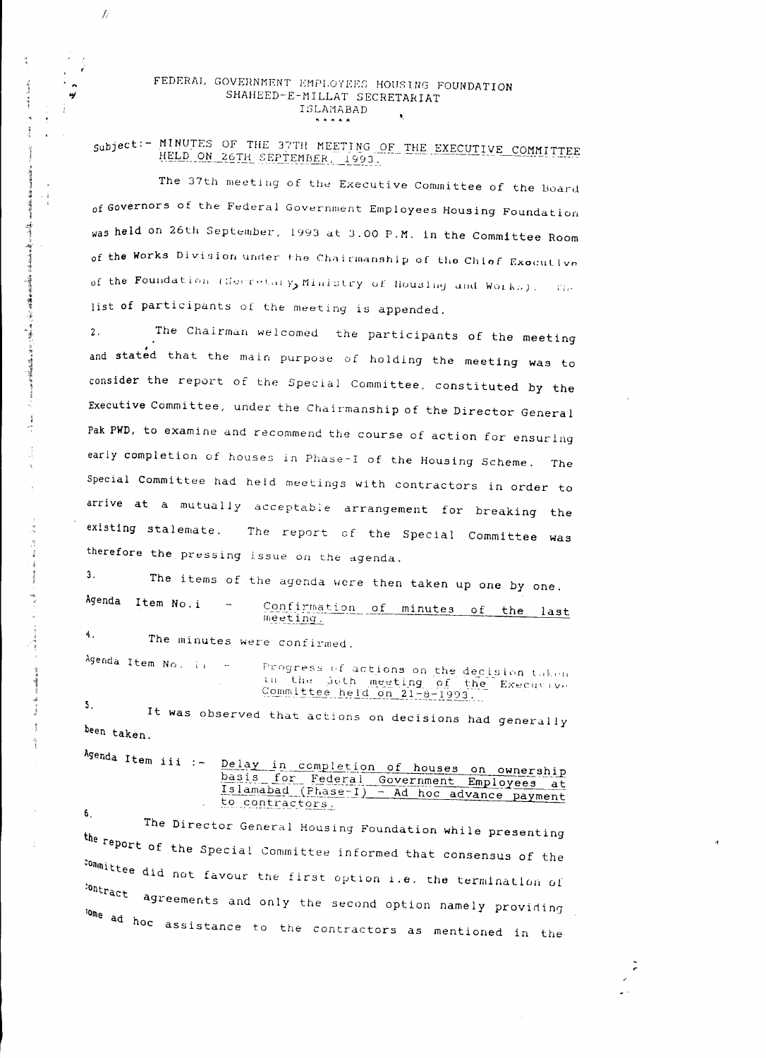FEDERAL GOVERNMENT EMPLOYEES HOUSING FOUNDATION
SHAHEED-E-MILLAT SECRETARIAT
ISLAMABAD
\*\*\*\*\*

Subject:- <u>MINUTES OF THE 37TH MEETING OF THE EXECUTIVE COMMITTEE HELD ON 26TH SEPTEMBER, 1993.</u>

The 37th meeting of the Executive Committee of the Board of Governors of the Federal Government Employees Housing Foundation was held on 26th September, 1993 at 3.00 P.M. in the Committee Room of the Works Division under the Chairmanship of the Chief Executive of the Foundation (Secretary, Ministry of Housing and Works). The list of participants of the meeting is appended.

2. The Chairman welcomed the participants of the meeting and stated that the main purpose of holding the meeting was to consider the report of the Special Committee, constituted by the Executive Committee, under the Chairmanship of the Director General Pak PWD, to examine and recommend the course of action for ensuring early completion of houses in Phase-I of the Housing Scheme. The Special Committee had held meetings with contractors in order to arrive at a mutually acceptable arrangement for breaking the existing stalemate. The report of the Special Committee was therefore the pressing issue on the agenda.

3. The items of the agenda were then taken up one by one.

Agenda Item No.i - <u>Confirmation of minutes of the last meeting.</u>

4. The minutes were confirmed.

Agenda Item No. ii - <u>Progress of actions on the decision taken in the 36th meeting of the Executive Committee held on 21-8-1993.</u>

5. It was observed that actions on decisions had generally been taken.

Agenda Item iii :- <u>Delay in completion of houses on ownership basis for Federal Government Employees at Islamabad (Phase-I) - Ad hoc advance payment to contractors.</u>

6. The Director General Housing Foundation while presenting the report of the Special Committee informed that consensus of the Committee did not favour the first option i.e. the termination of contract agreements and only the second option namely providing some ad hoc assistance to the contractors as mentioned in the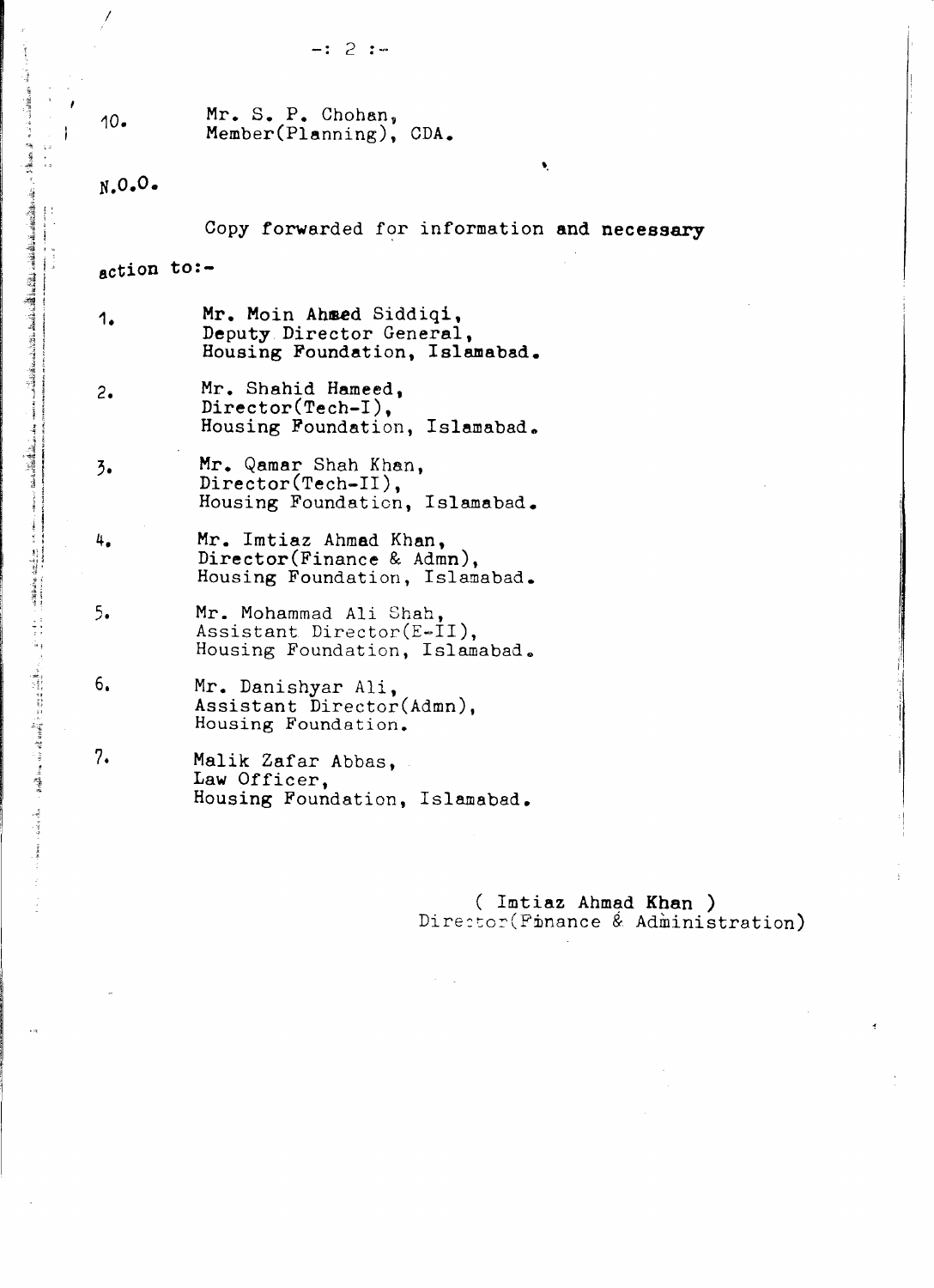10. Mr. S. P. Chohan,
    Member(Planning), CDA.

N.O.O.

Copy forwarded for information and necessary action to:-

1. Mr. Moin Ahmed Siddiqi,
   Deputy Director General,
   Housing Foundation, Islamabad.

2. Mr. Shahid Hameed,
   Director(Tech-I),
   Housing Foundation, Islamabad.

3. Mr. Qamar Shah Khan,
   Director(Tech-II),
   Housing Foundation, Islamabad.

4. Mr. Imtiaz Ahmad Khan,
   Director(Finance & Admn),
   Housing Foundation, Islamabad.

5. Mr. Mohammad Ali Shah,
   Assistant Director(E-II),
   Housing Foundation, Islamabad.

6. Mr. Danishyar Ali,
   Assistant Director(Admn),
   Housing Foundation.

7. Malik Zafar Abbas,
   Law Officer,
   Housing Foundation, Islamabad.

( Imtiaz Ahmad Khan )
Director(Finance & Administration)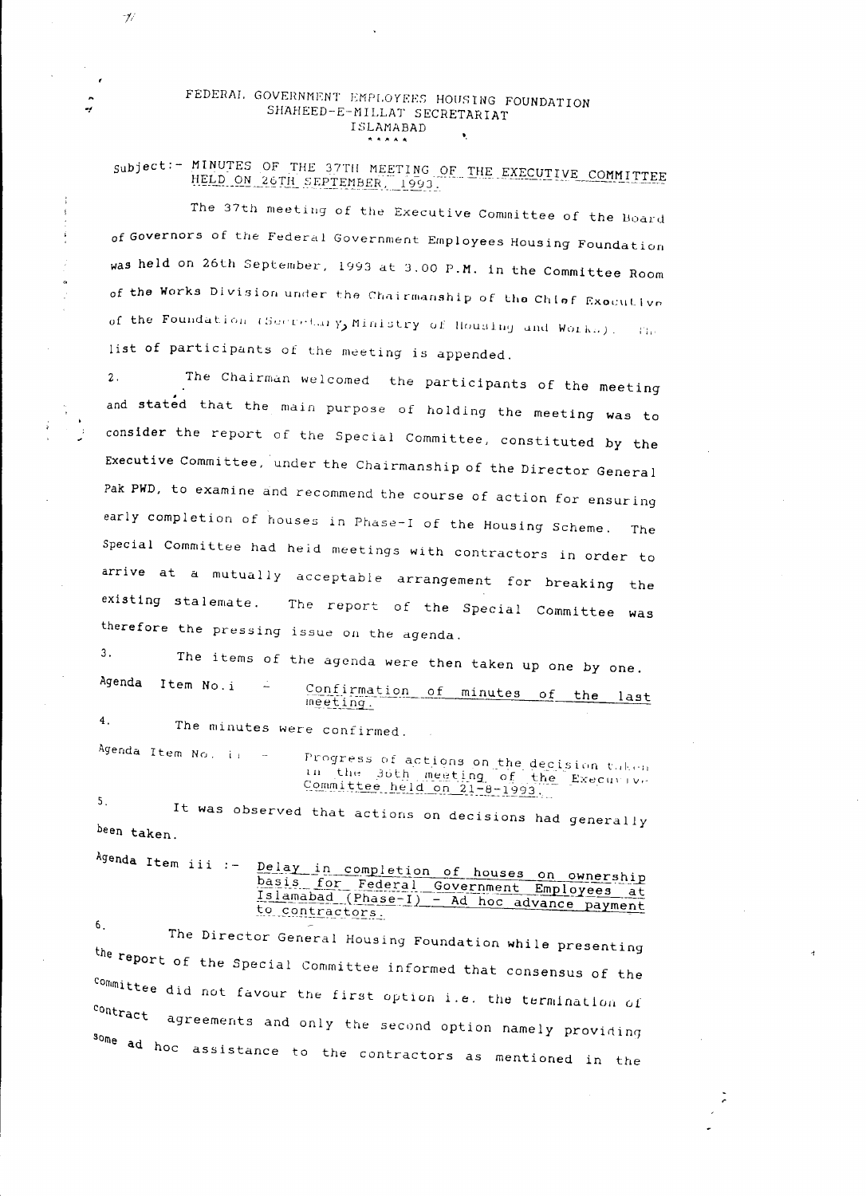FEDERAL GOVERNMENT EMPLOYEES HOUSING FOUNDATION
SHAHEED-E-MILLAT SECRETARIAT
ISLAMABAD

\*\*\*\*\*

Subject:- MINUTES OF THE 37TH MEETING OF THE EXECUTIVE COMMITTEE HELD ON 26TH SEPTEMBER, 1993.

The 37th meeting of the Executive Committee of the Board of Governors of the Federal Government Employees Housing Foundation was held on 26th September, 1993 at 3.00 P.M. in the Committee Room of the Works Division under the Chairmanship of the Chief Executive of the Foundation (Secretary, Ministry of Housing and Works). The list of participants of the meeting is appended.

2. The Chairman welcomed the participants of the meeting and stated that the main purpose of holding the meeting was to consider the report of the Special Committee, constituted by the Executive Committee, under the Chairmanship of the Director General Pak PWD, to examine and recommend the course of action for ensuring early completion of houses in Phase-I of the Housing Scheme. The Special Committee had held meetings with contractors in order to arrive at a mutually acceptable arrangement for breaking the existing stalemate. The report of the Special Committee was therefore the pressing issue on the agenda.

3. The items of the agenda were then taken up one by one.

Agenda Item No.i - Confirmation of minutes of the last meeting.

4. The minutes were confirmed.

Agenda Item No. ii - Progress of actions on the decision taken in the 36th meeting of the Executive Committee held on 21-8-1993.

5. It was observed that actions on decisions had generally been taken.

Agenda Item iii :- Delay in completion of houses on ownership basis for Federal Government Employees at Islamabad (Phase-I) - Ad hoc advance payment to contractors.

6. The Director General Housing Foundation while presenting the report of the Special Committee informed that consensus of the Committee did not favour the first option i.e. the termination of contract agreements and only the second option namely providing some ad hoc assistance to the contractors as mentioned in the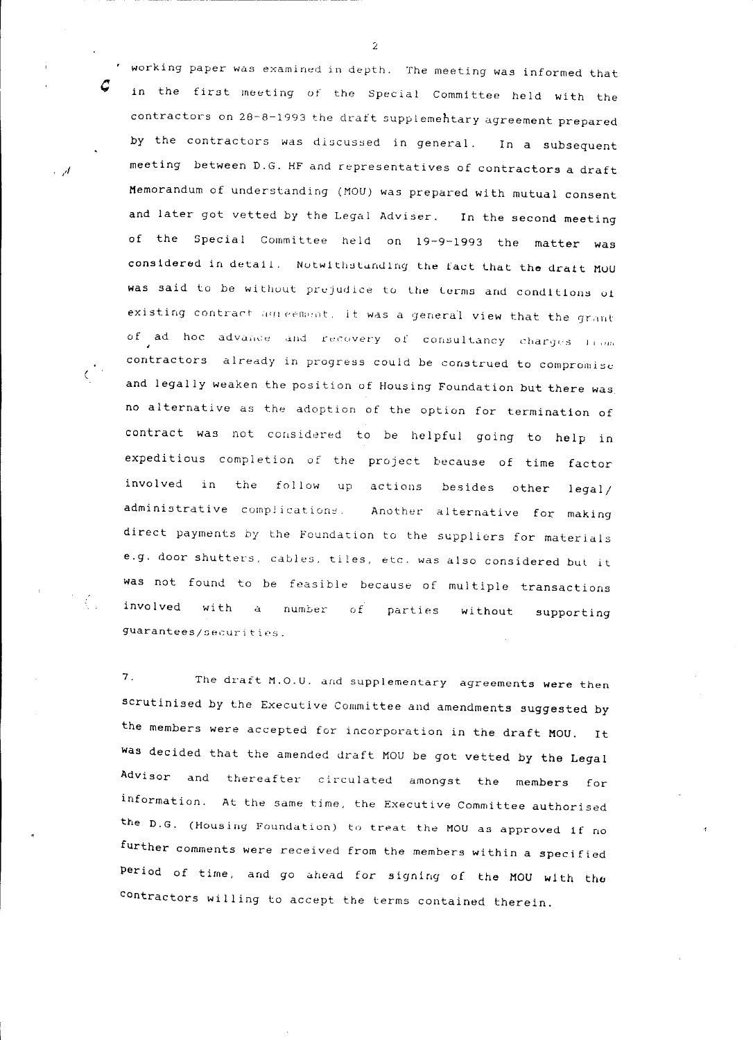working paper was examined in depth. The meeting was informed that in the first meeting of the Special Committee held with the contractors on 28-8-1993 the draft supplementary agreement prepared by the contractors was discussed in general. In a subsequent meeting between D.G. HF and representatives of contractors a draft Memorandum of understanding (MOU) was prepared with mutual consent and later got vetted by the Legal Adviser. In the second meeting of the Special Committee held on 19-9-1993 the matter was considered in detail. Notwithstanding the fact that the draft MOU was said to be without prejudice to the terms and conditions of existing contract agreement, it was a general view that the grant of ad hoc advance and recovery of consultancy charges from contractors already in progress could be construed to compromise and legally weaken the position of Housing Foundation but there was no alternative as the adoption of the option for termination of contract was not considered to be helpful going to help in expeditious completion of the project because of time factor involved in the follow up actions besides other legal/ administrative complications. Another alternative for making direct payments by the Foundation to the suppliers for materials e.g. door shutters, cables, tiles, etc. was also considered but it was not found to be feasible because of multiple transactions involved with a number of parties without supporting guarantees/securities.

7. The draft M.O.U. and supplementary agreements were then scrutinised by the Executive Committee and amendments suggested by the members were accepted for incorporation in the draft MOU. It was decided that the amended draft MOU be got vetted by the Legal Advisor and thereafter circulated amongst the members for information. At the same time, the Executive Committee authorised the D.G. (Housing Foundation) to treat the MOU as approved if no further comments were received from the members within a specified period of time, and go ahead for signing of the MOU with the contractors willing to accept the terms contained therein.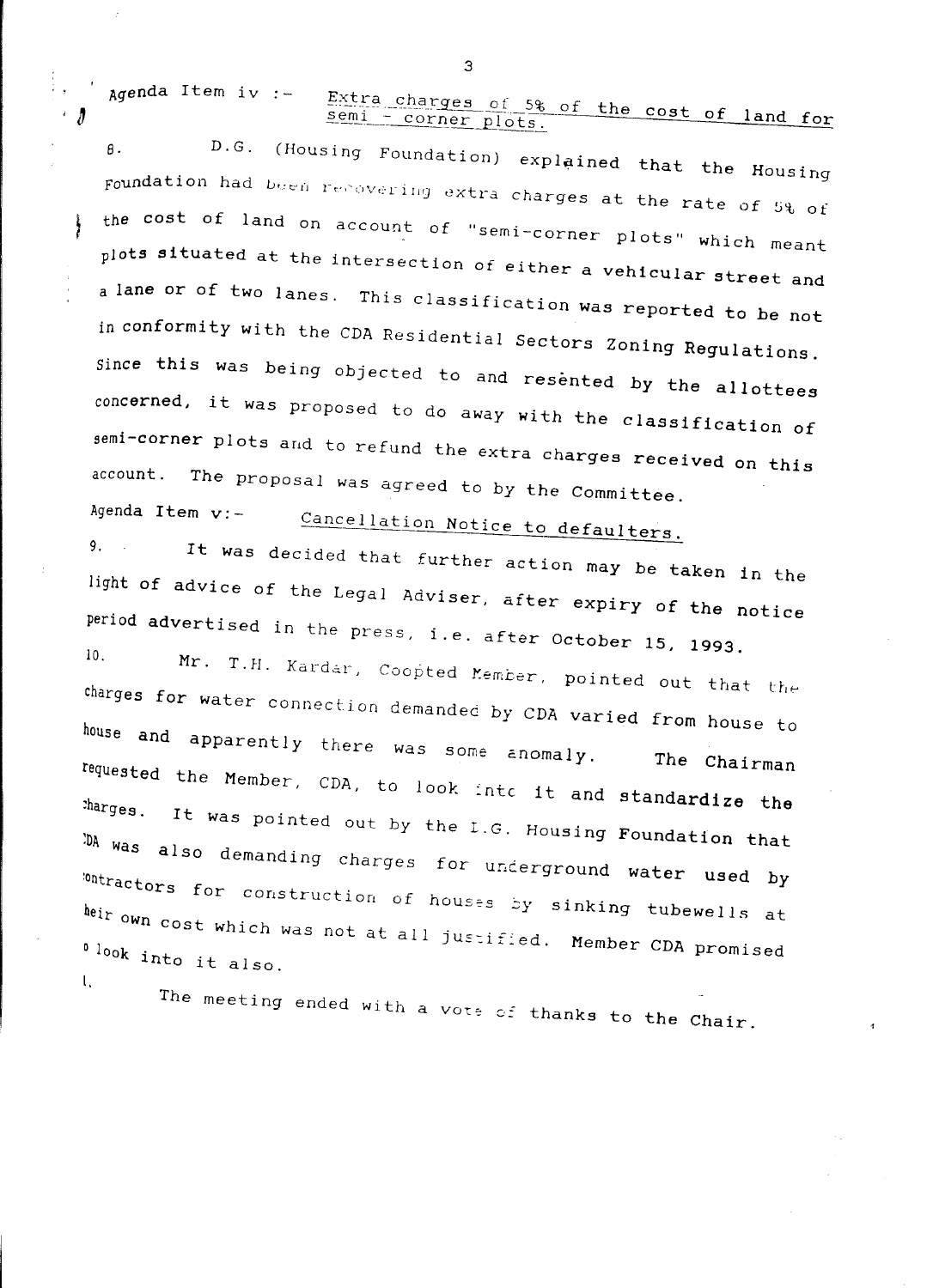Agenda Item iv :- <u>Extra charges of 5% of the cost of land for semi - corner plots.</u>

8. D.G. (Housing Foundation) explained that the Housing Foundation had been recovering extra charges at the rate of 5% of the cost of land on account of "semi-corner plots" which meant plots situated at the intersection of either a vehicular street and a lane or of two lanes. This classification was reported to be not in conformity with the CDA Residential Sectors Zoning Regulations. Since this was being objected to and resènted by the allottees concerned, it was proposed to do away with the classification of semi-corner plots and to refund the extra charges received on this account. The proposal was agreed to by the Committee.

Agenda Item v:- <u>Cancellation Notice to defaulters.</u>

9. It was decided that further action may be taken in the light of advice of the Legal Adviser, after expiry of the notice period advertised in the press, i.e. after October 15, 1993.

10. Mr. T.H. Kardar, Coopted Member, pointed out that the charges for water connection demanded by CDA varied from house to house and apparently there was some anomaly. The Chairman requested the Member, CDA, to look into it and standardize the charges. It was pointed out by the I.G. Housing Foundation that CDA was also demanding charges for underground water used by contractors for construction of houses by sinking tubewells at their own cost which was not at all justified. Member CDA promised to look into it also.

11. The meeting ended with a vote of thanks to the Chair.